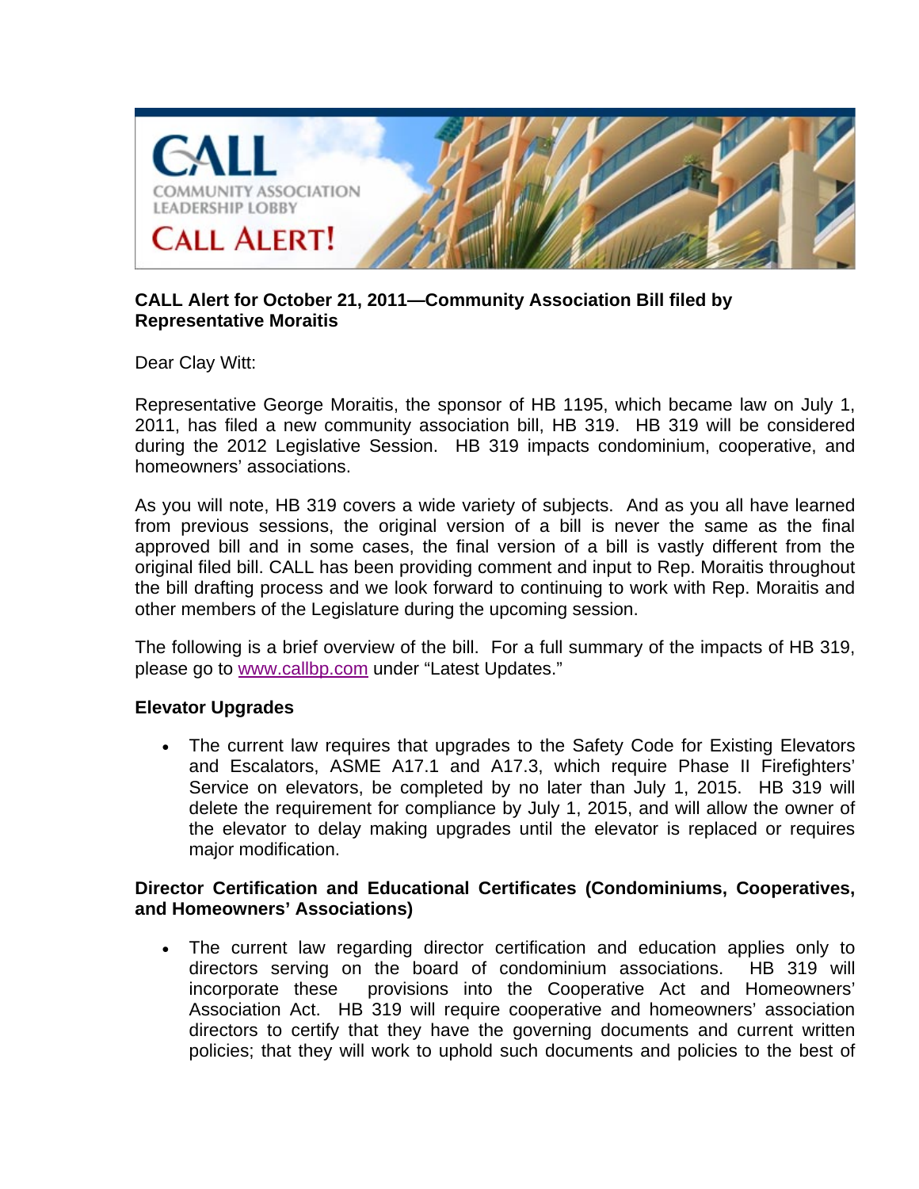# CALL

COMMUNITY ASSOCIATION LEADERSHIP LOBBY

CALL ALERT!

**CALL Alert for October 21, 2011—Community Association Bill filed by Representative Moraitis**

Dear Clay Witt:

Representative George Moraitis, the sponsor of HB 1195, which became law on July 1, 2011, has filed a new community association bill, HB 319. HB 319 will be considered during the 2012 Legislative Session. HB 319 impacts condominium, cooperative, and homeowners' associations.

As you will note, HB 319 covers a wide variety of subjects. And as you all have learned from previous sessions, the original version of a bill is never the same as the final approved bill and in some cases, the final version of a bill is vastly different from the original filed bill. CALL has been providing comment and input to Rep. Moraitis throughout the bill drafting process and we look forward to continuing to work with Rep. Moraitis and other members of the Legislature during the upcoming session.

The following is a brief overview of the bill. For a full summary of the impacts of HB 319, please go to www.callbp.com under "Latest Updates."

**Elevator Upgrades**

- The current law requires that upgrades to the Safety Code for Existing Elevators and Escalators, ASME A17.1 and A17.3, which require Phase II Firefighters' Service on elevators, be completed by no later than July 1, 2015. HB 319 will delete the requirement for compliance by July 1, 2015, and will allow the owner of the elevator to delay making upgrades until the elevator is replaced or requires major modification.

**Director Certification and Educational Certificates (Condominiums, Cooperatives, and Homeowners' Associations)**

- The current law regarding director certification and education applies only to directors serving on the board of condominium associations. HB 319 will incorporate these provisions into the Cooperative Act and Homeowners' Association Act. HB 319 will require cooperative and homeowners' association directors to certify that they have the governing documents and current written policies; that they will work to uphold such documents and policies to the best of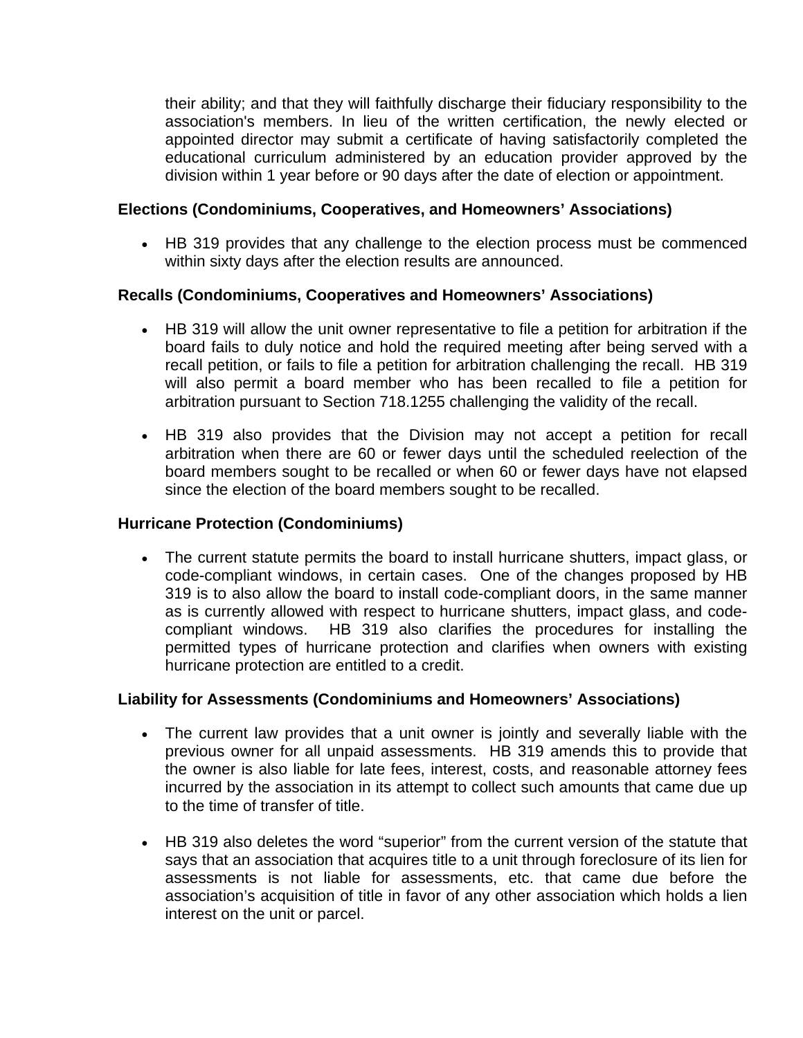their ability; and that they will faithfully discharge their fiduciary responsibility to the association's members. In lieu of the written certification, the newly elected or appointed director may submit a certificate of having satisfactorily completed the educational curriculum administered by an education provider approved by the division within 1 year before or 90 days after the date of election or appointment.

**Elections (Condominiums, Cooperatives, and Homeowners' Associations)**

- HB 319 provides that any challenge to the election process must be commenced within sixty days after the election results are announced.

**Recalls (Condominiums, Cooperatives and Homeowners' Associations)**

- HB 319 will allow the unit owner representative to file a petition for arbitration if the board fails to duly notice and hold the required meeting after being served with a recall petition, or fails to file a petition for arbitration challenging the recall. HB 319 will also permit a board member who has been recalled to file a petition for arbitration pursuant to Section 718.1255 challenging the validity of the recall.

- HB 319 also provides that the Division may not accept a petition for recall arbitration when there are 60 or fewer days until the scheduled reelection of the board members sought to be recalled or when 60 or fewer days have not elapsed since the election of the board members sought to be recalled.

**Hurricane Protection (Condominiums)**

- The current statute permits the board to install hurricane shutters, impact glass, or code-compliant windows, in certain cases. One of the changes proposed by HB 319 is to also allow the board to install code-compliant doors, in the same manner as is currently allowed with respect to hurricane shutters, impact glass, and code-compliant windows. HB 319 also clarifies the procedures for installing the permitted types of hurricane protection and clarifies when owners with existing hurricane protection are entitled to a credit.

**Liability for Assessments (Condominiums and Homeowners' Associations)**

- The current law provides that a unit owner is jointly and severally liable with the previous owner for all unpaid assessments. HB 319 amends this to provide that the owner is also liable for late fees, interest, costs, and reasonable attorney fees incurred by the association in its attempt to collect such amounts that came due up to the time of transfer of title.

- HB 319 also deletes the word "superior" from the current version of the statute that says that an association that acquires title to a unit through foreclosure of its lien for assessments is not liable for assessments, etc. that came due before the association's acquisition of title in favor of any other association which holds a lien interest on the unit or parcel.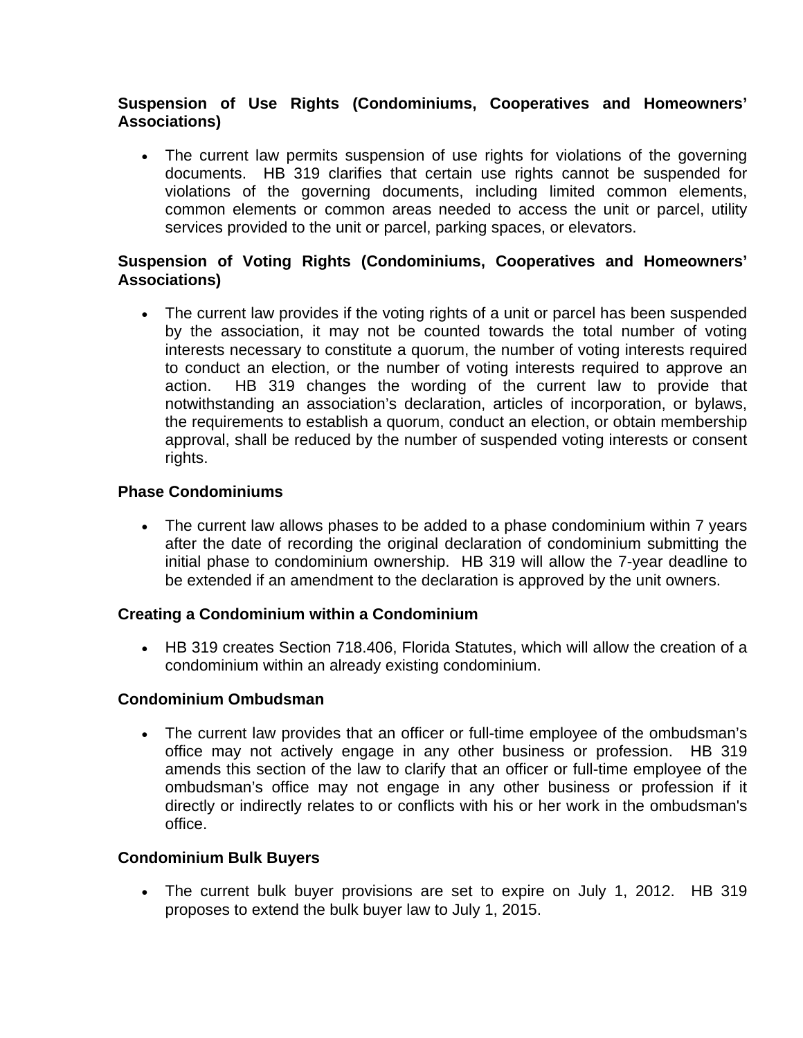**Suspension of Use Rights (Condominiums, Cooperatives and Homeowners' Associations)**

- The current law permits suspension of use rights for violations of the governing documents. HB 319 clarifies that certain use rights cannot be suspended for violations of the governing documents, including limited common elements, common elements or common areas needed to access the unit or parcel, utility services provided to the unit or parcel, parking spaces, or elevators.

**Suspension of Voting Rights (Condominiums, Cooperatives and Homeowners' Associations)**

- The current law provides if the voting rights of a unit or parcel has been suspended by the association, it may not be counted towards the total number of voting interests necessary to constitute a quorum, the number of voting interests required to conduct an election, or the number of voting interests required to approve an action. HB 319 changes the wording of the current law to provide that notwithstanding an association's declaration, articles of incorporation, or bylaws, the requirements to establish a quorum, conduct an election, or obtain membership approval, shall be reduced by the number of suspended voting interests or consent rights.

**Phase Condominiums**

- The current law allows phases to be added to a phase condominium within 7 years after the date of recording the original declaration of condominium submitting the initial phase to condominium ownership. HB 319 will allow the 7-year deadline to be extended if an amendment to the declaration is approved by the unit owners.

**Creating a Condominium within a Condominium**

- HB 319 creates Section 718.406, Florida Statutes, which will allow the creation of a condominium within an already existing condominium.

**Condominium Ombudsman**

- The current law provides that an officer or full-time employee of the ombudsman's office may not actively engage in any other business or profession. HB 319 amends this section of the law to clarify that an officer or full-time employee of the ombudsman's office may not engage in any other business or profession if it directly or indirectly relates to or conflicts with his or her work in the ombudsman's office.

**Condominium Bulk Buyers**

- The current bulk buyer provisions are set to expire on July 1, 2012. HB 319 proposes to extend the bulk buyer law to July 1, 2015.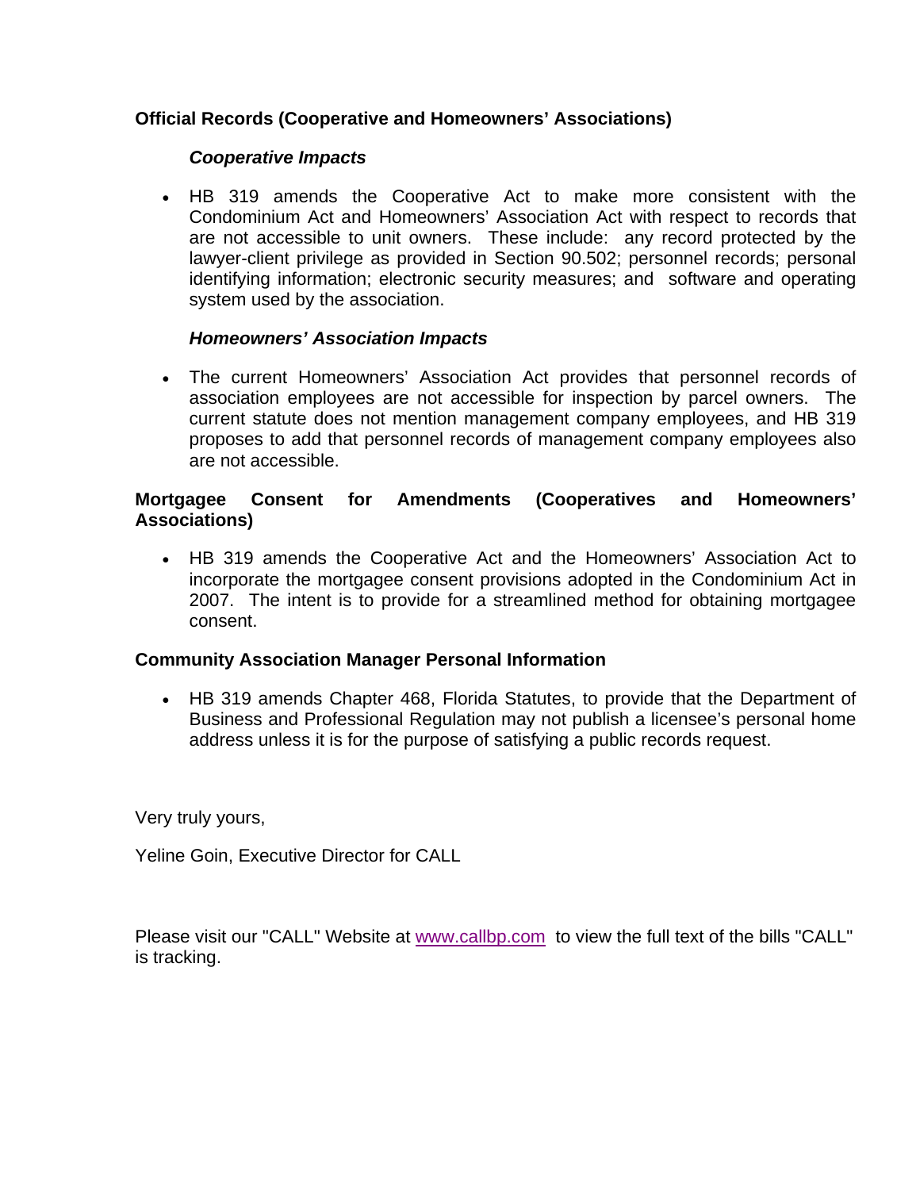**Official Records (Cooperative and Homeowners' Associations)**

***Cooperative Impacts***

- HB 319 amends the Cooperative Act to make more consistent with the Condominium Act and Homeowners' Association Act with respect to records that are not accessible to unit owners. These include: any record protected by the lawyer-client privilege as provided in Section 90.502; personnel records; personal identifying information; electronic security measures; and software and operating system used by the association.

***Homeowners' Association Impacts***

- The current Homeowners' Association Act provides that personnel records of association employees are not accessible for inspection by parcel owners. The current statute does not mention management company employees, and HB 319 proposes to add that personnel records of management company employees also are not accessible.

**Mortgagee Consent for Amendments (Cooperatives and Homeowners' Associations)**

- HB 319 amends the Cooperative Act and the Homeowners' Association Act to incorporate the mortgagee consent provisions adopted in the Condominium Act in 2007. The intent is to provide for a streamlined method for obtaining mortgagee consent.

**Community Association Manager Personal Information**

- HB 319 amends Chapter 468, Florida Statutes, to provide that the Department of Business and Professional Regulation may not publish a licensee's personal home address unless it is for the purpose of satisfying a public records request.

Very truly yours,

Yeline Goin, Executive Director for CALL

Please visit our "CALL" Website at [www.callbp.com](http://www.callbp.com) to view the full text of the bills "CALL" is tracking.